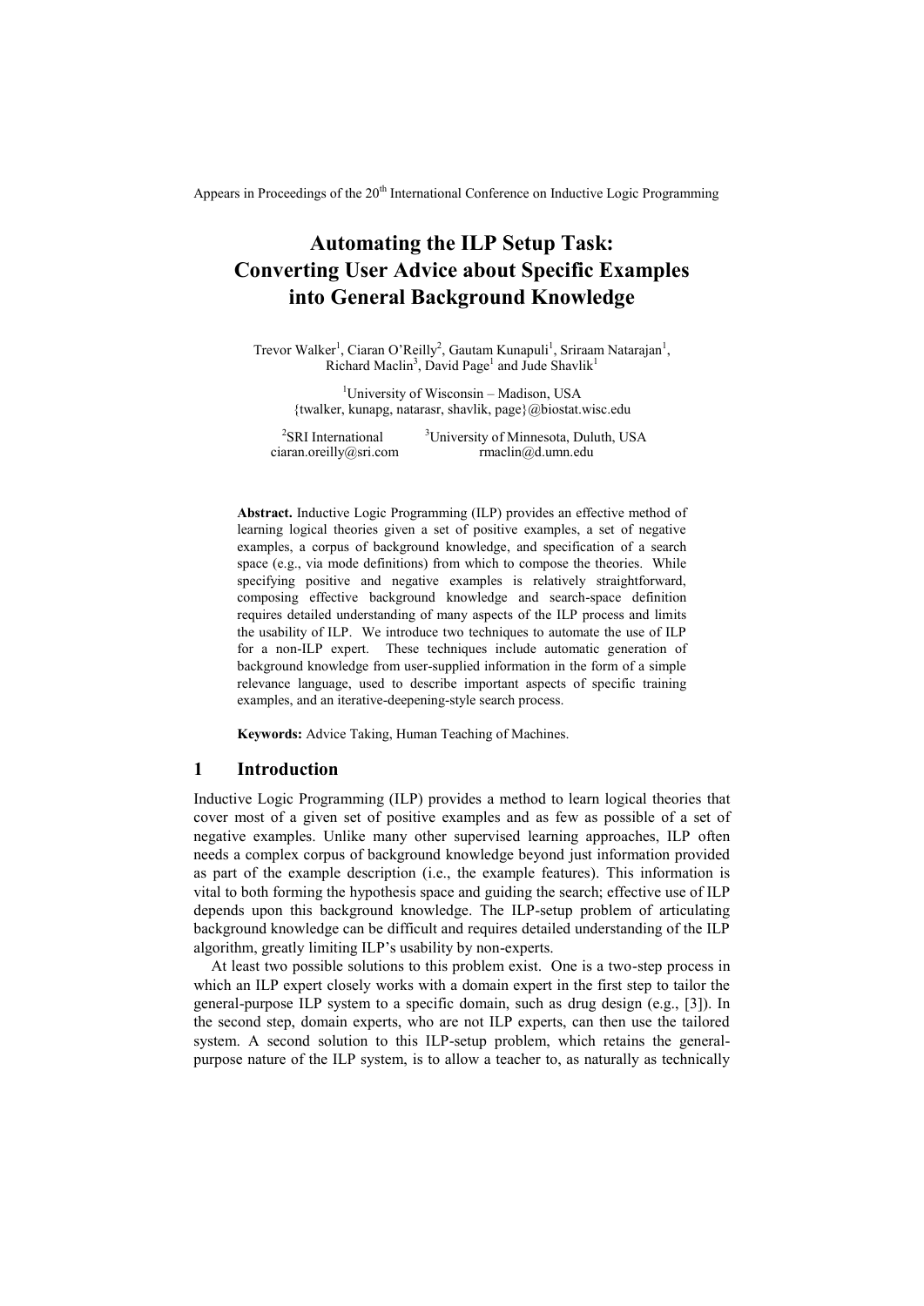Appears in Proceedings of the 20th International Conference on Inductive Logic Programming

# Automating the ILP Setup Task: Converting User Advice about Specific Examples into General Background Knowledge

Trevor Walker[1], Ciaran O'Reilly[2], Gautam Kunapuli[1], Sriraam Natarajan[1], Richard Maclin[3], David Page[1] and Jude Shavlik[1]

[1]University of Wisconsin – Madison, USA
{twalker, kunapg, natarasr, shavlik, page}@biostat.wisc.edu

[2]SRI International
ciaran.oreilly@sri.com

[3]University of Minnesota, Duluth, USA
rmaclin@d.umn.edu

**Abstract.** Inductive Logic Programming (ILP) provides an effective method of learning logical theories given a set of positive examples, a set of negative examples, a corpus of background knowledge, and specification of a search space (e.g., via mode definitions) from which to compose the theories. While specifying positive and negative examples is relatively straightforward, composing effective background knowledge and search-space definition requires detailed understanding of many aspects of the ILP process and limits the usability of ILP. We introduce two techniques to automate the use of ILP for a non-ILP expert. These techniques include automatic generation of background knowledge from user-supplied information in the form of a simple relevance language, used to describe important aspects of specific training examples, and an iterative-deepening-style search process.

**Keywords:** Advice Taking, Human Teaching of Machines.

## 1 Introduction

Inductive Logic Programming (ILP) provides a method to learn logical theories that cover most of a given set of positive examples and as few as possible of a set of negative examples. Unlike many other supervised learning approaches, ILP often needs a complex corpus of background knowledge beyond just information provided as part of the example description (i.e., the example features). This information is vital to both forming the hypothesis space and guiding the search; effective use of ILP depends upon this background knowledge. The ILP-setup problem of articulating background knowledge can be difficult and requires detailed understanding of the ILP algorithm, greatly limiting ILP's usability by non-experts.

At least two possible solutions to this problem exist. One is a two-step process in which an ILP expert closely works with a domain expert in the first step to tailor the general-purpose ILP system to a specific domain, such as drug design (e.g., [3]). In the second step, domain experts, who are not ILP experts, can then use the tailored system. A second solution to this ILP-setup problem, which retains the general-purpose nature of the ILP system, is to allow a teacher to, as naturally as technically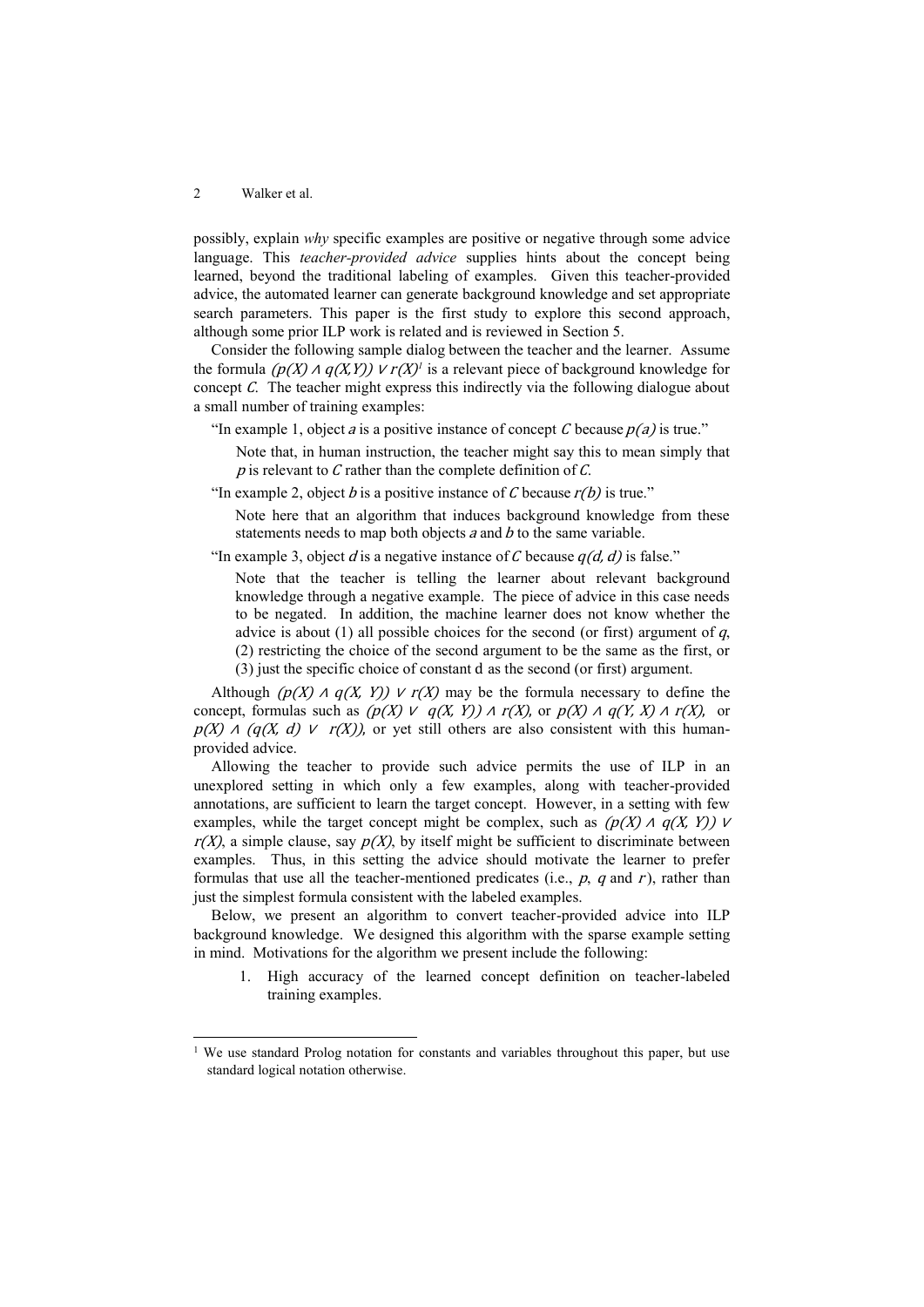possibly, explain *why* specific examples are positive or negative through some advice language. This *teacher-provided advice* supplies hints about the concept being learned, beyond the traditional labeling of examples. Given this teacher-provided advice, the automated learner can generate background knowledge and set appropriate search parameters. This paper is the first study to explore this second approach, although some prior ILP work is related and is reviewed in Section 5.

Consider the following sample dialog between the teacher and the learner. Assume the formula $(p(X) \wedge q(X,Y)) \vee r(X)$[1] is a relevant piece of background knowledge for concept $C$. The teacher might express this indirectly via the following dialogue about a small number of training examples:

"In example 1, object $a$ is a positive instance of concept $C$ because $p(a)$ is true."

> Note that, in human instruction, the teacher might say this to mean simply that $p$ is relevant to $C$ rather than the complete definition of $C$.

"In example 2, object $b$ is a positive instance of $C$ because $r(b)$ is true."

> Note here that an algorithm that induces background knowledge from these statements needs to map both objects $a$ and $b$ to the same variable.

"In example 3, object $d$ is a negative instance of $C$ because $q(d, d)$ is false."

> Note that the teacher is telling the learner about relevant background knowledge through a negative example. The piece of advice in this case needs to be negated. In addition, the machine learner does not know whether the advice is about (1) all possible choices for the second (or first) argument of $q$, (2) restricting the choice of the second argument to be the same as the first, or (3) just the specific choice of constant d as the second (or first) argument.

Although $(p(X) \wedge q(X, Y)) \vee r(X)$ may be the formula necessary to define the concept, formulas such as $(p(X) \vee q(X, Y)) \wedge r(X)$, or $p(X) \wedge q(Y, X) \wedge r(X)$, or $p(X) \wedge (q(X, d) \vee r(X))$, or yet still others are also consistent with this human-provided advice.

Allowing the teacher to provide such advice permits the use of ILP in an unexplored setting in which only a few examples, along with teacher-provided annotations, are sufficient to learn the target concept. However, in a setting with few examples, while the target concept might be complex, such as $(p(X) \wedge q(X, Y)) \vee r(X)$, a simple clause, say $p(X)$, by itself might be sufficient to discriminate between examples. Thus, in this setting the advice should motivate the learner to prefer formulas that use all the teacher-mentioned predicates (i.e., $p$, $q$ and $r$), rather than just the simplest formula consistent with the labeled examples.

Below, we present an algorithm to convert teacher-provided advice into ILP background knowledge. We designed this algorithm with the sparse example setting in mind. Motivations for the algorithm we present include the following:

1. High accuracy of the learned concept definition on teacher-labeled training examples.

---

[1] We use standard Prolog notation for constants and variables throughout this paper, but use standard logical notation otherwise.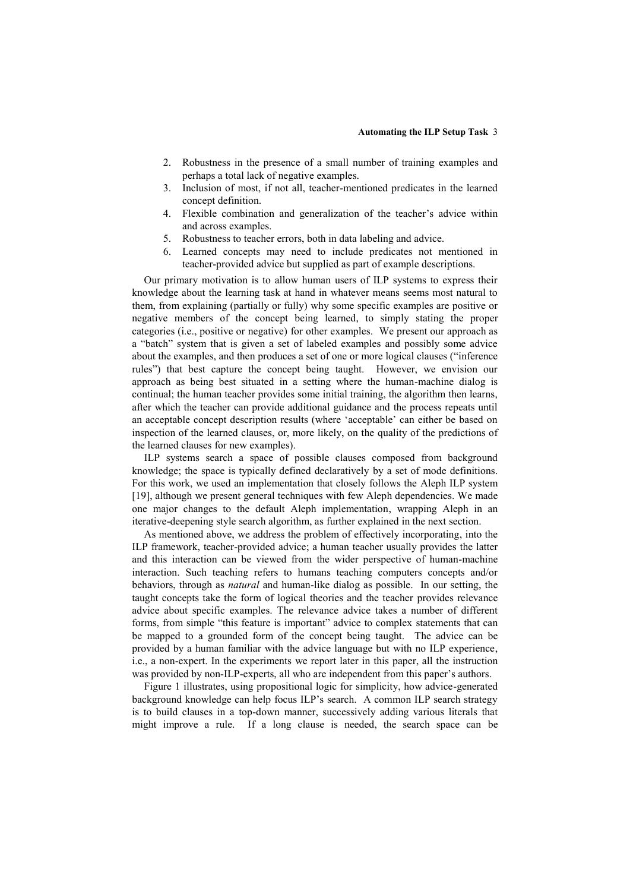2. Robustness in the presence of a small number of training examples and perhaps a total lack of negative examples.
3. Inclusion of most, if not all, teacher-mentioned predicates in the learned concept definition.
4. Flexible combination and generalization of the teacher's advice within and across examples.
5. Robustness to teacher errors, both in data labeling and advice.
6. Learned concepts may need to include predicates not mentioned in teacher-provided advice but supplied as part of example descriptions.

Our primary motivation is to allow human users of ILP systems to express their knowledge about the learning task at hand in whatever means seems most natural to them, from explaining (partially or fully) why some specific examples are positive or negative members of the concept being learned, to simply stating the proper categories (i.e., positive or negative) for other examples. We present our approach as a "batch" system that is given a set of labeled examples and possibly some advice about the examples, and then produces a set of one or more logical clauses ("inference rules") that best capture the concept being taught. However, we envision our approach as being best situated in a setting where the human-machine dialog is continual; the human teacher provides some initial training, the algorithm then learns, after which the teacher can provide additional guidance and the process repeats until an acceptable concept description results (where 'acceptable' can either be based on inspection of the learned clauses, or, more likely, on the quality of the predictions of the learned clauses for new examples).

ILP systems search a space of possible clauses composed from background knowledge; the space is typically defined declaratively by a set of mode definitions. For this work, we used an implementation that closely follows the Aleph ILP system [19], although we present general techniques with few Aleph dependencies. We made one major changes to the default Aleph implementation, wrapping Aleph in an iterative-deepening style search algorithm, as further explained in the next section.

As mentioned above, we address the problem of effectively incorporating, into the ILP framework, teacher-provided advice; a human teacher usually provides the latter and this interaction can be viewed from the wider perspective of human-machine interaction. Such teaching refers to humans teaching computers concepts and/or behaviors, through as *natural* and human-like dialog as possible. In our setting, the taught concepts take the form of logical theories and the teacher provides relevance advice about specific examples. The relevance advice takes a number of different forms, from simple "this feature is important" advice to complex statements that can be mapped to a grounded form of the concept being taught. The advice can be provided by a human familiar with the advice language but with no ILP experience, i.e., a non-expert. In the experiments we report later in this paper, all the instruction was provided by non-ILP-experts, all who are independent from this paper's authors.

Figure 1 illustrates, using propositional logic for simplicity, how advice-generated background knowledge can help focus ILP's search. A common ILP search strategy is to build clauses in a top-down manner, successively adding various literals that might improve a rule. If a long clause is needed, the search space can be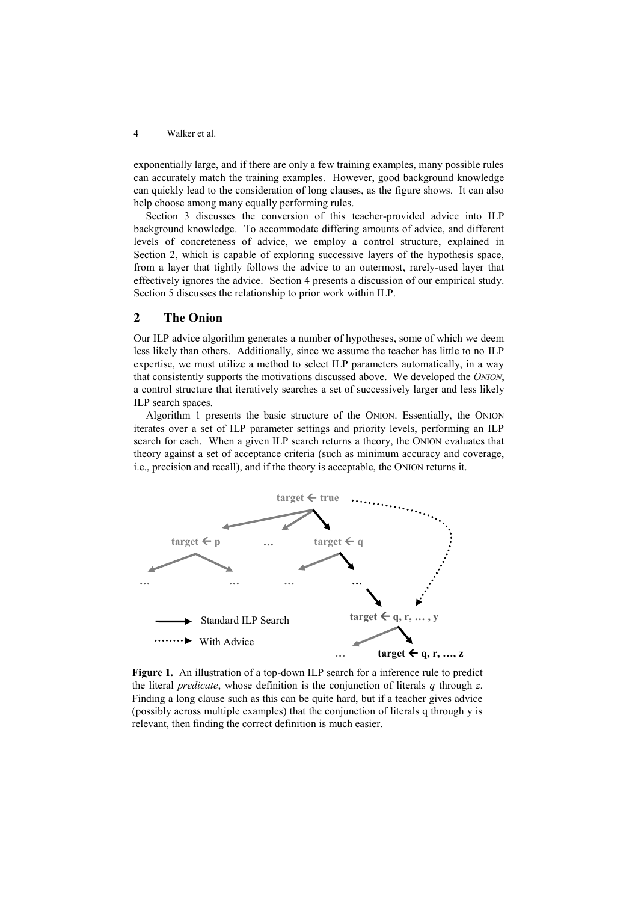exponentially large, and if there are only a few training examples, many possible rules can accurately match the training examples. However, good background knowledge can quickly lead to the consideration of long clauses, as the figure shows. It can also help choose among many equally performing rules.

Section 3 discusses the conversion of this teacher-provided advice into ILP background knowledge. To accommodate differing amounts of advice, and different levels of concreteness of advice, we employ a control structure, explained in Section 2, which is capable of exploring successive layers of the hypothesis space, from a layer that tightly follows the advice to an outermost, rarely-used layer that effectively ignores the advice. Section 4 presents a discussion of our empirical study. Section 5 discusses the relationship to prior work within ILP.

## 2 The Onion

Our ILP advice algorithm generates a number of hypotheses, some of which we deem less likely than others. Additionally, since we assume the teacher has little to no ILP expertise, we must utilize a method to select ILP parameters automatically, in a way that consistently supports the motivations discussed above. We developed the *ONION*, a control structure that iteratively searches a set of successively larger and less likely ILP search spaces.

Algorithm 1 presents the basic structure of the ONION. Essentially, the ONION iterates over a set of ILP parameter settings and priority levels, performing an ILP search for each. When a given ILP search returns a theory, the ONION evaluates that theory against a set of acceptance criteria (such as minimum accuracy and coverage, i.e., precision and recall), and if the theory is acceptable, the ONION returns it.

target ← true

target ← p

…

target ← q

…

…

…

…

target ← q, r, … , y

Standard ILP Search

With Advice

…

target ← q, r, …, z

**Figure 1.** An illustration of a top-down ILP search for a inference rule to predict the literal *predicate*, whose definition is the conjunction of literals *q* through *z*. Finding a long clause such as this can be quite hard, but if a teacher gives advice (possibly across multiple examples) that the conjunction of literals q through y is relevant, then finding the correct definition is much easier.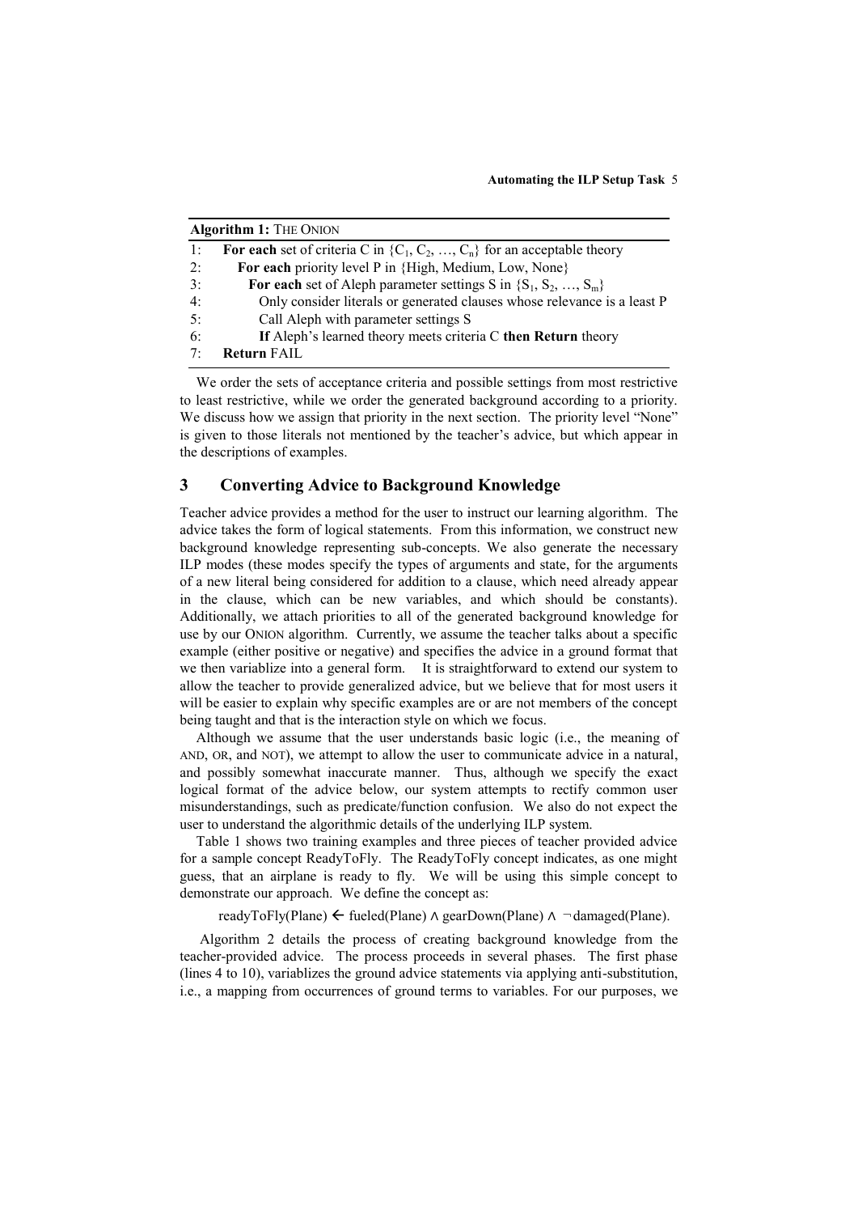**Algorithm 1:** THE ONION

```
1:  For each set of criteria C in {C1, C2, …, Cn} for an acceptable theory
2:     For each priority level P in {High, Medium, Low, None}
3:        For each set of Aleph parameter settings S in {S1, S2, …, Sm}
4:           Only consider literals or generated clauses whose relevance is a least P
5:           Call Aleph with parameter settings S
6:           If Aleph's learned theory meets criteria C then Return theory
7:  Return FAIL
```

We order the sets of acceptance criteria and possible settings from most restrictive to least restrictive, while we order the generated background according to a priority. We discuss how we assign that priority in the next section. The priority level "None" is given to those literals not mentioned by the teacher's advice, but which appear in the descriptions of examples.

## 3 Converting Advice to Background Knowledge

Teacher advice provides a method for the user to instruct our learning algorithm. The advice takes the form of logical statements. From this information, we construct new background knowledge representing sub-concepts. We also generate the necessary ILP modes (these modes specify the types of arguments and state, for the arguments of a new literal being considered for addition to a clause, which need already appear in the clause, which can be new variables, and which should be constants). Additionally, we attach priorities to all of the generated background knowledge for use by our ONION algorithm. Currently, we assume the teacher talks about a specific example (either positive or negative) and specifies the advice in a ground format that we then variablize into a general form. It is straightforward to extend our system to allow the teacher to provide generalized advice, but we believe that for most users it will be easier to explain why specific examples are or are not members of the concept being taught and that is the interaction style on which we focus.

Although we assume that the user understands basic logic (i.e., the meaning of AND, OR, and NOT), we attempt to allow the user to communicate advice in a natural, and possibly somewhat inaccurate manner. Thus, although we specify the exact logical format of the advice below, our system attempts to rectify common user misunderstandings, such as predicate/function confusion. We also do not expect the user to understand the algorithmic details of the underlying ILP system.

Table 1 shows two training examples and three pieces of teacher provided advice for a sample concept ReadyToFly. The ReadyToFly concept indicates, as one might guess, that an airplane is ready to fly. We will be using this simple concept to demonstrate our approach. We define the concept as:

$$\text{readyToFly(Plane)} \leftarrow \text{fueled(Plane)} \wedge \text{gearDown(Plane)} \wedge \neg\text{damaged(Plane)}.$$

Algorithm 2 details the process of creating background knowledge from the teacher-provided advice. The process proceeds in several phases. The first phase (lines 4 to 10), variablizes the ground advice statements via applying anti-substitution, i.e., a mapping from occurrences of ground terms to variables. For our purposes, we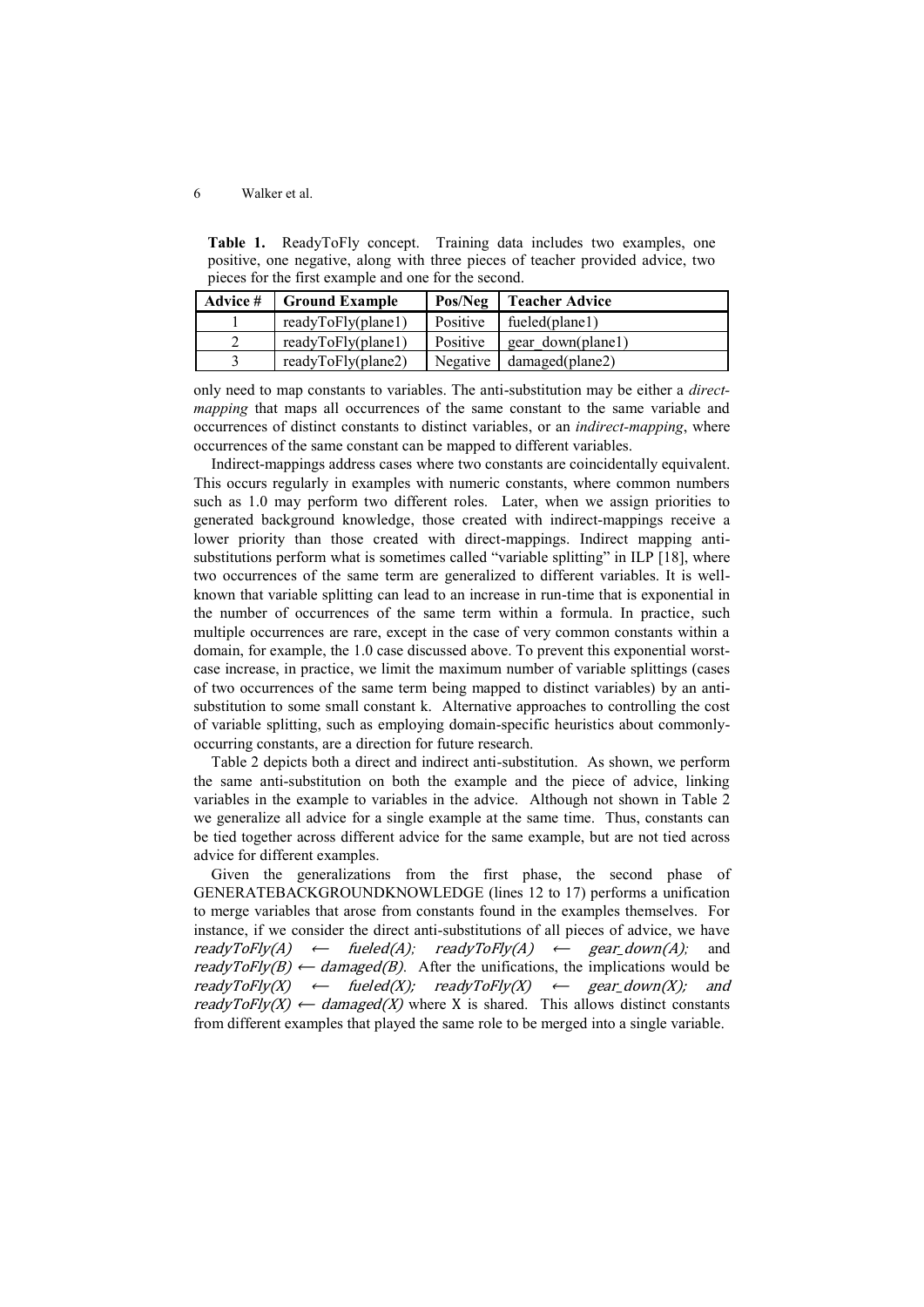**Table 1.** ReadyToFly concept. Training data includes two examples, one positive, one negative, along with three pieces of teacher provided advice, two pieces for the first example and one for the second.

| Advice # | Ground Example | Pos/Neg | Teacher Advice |
|---|---|---|---|
| 1 | readyToFly(plane1) | Positive | fueled(plane1) |
| 2 | readyToFly(plane1) | Positive | gear_down(plane1) |
| 3 | readyToFly(plane2) | Negative | damaged(plane2) |

only need to map constants to variables. The anti-substitution may be either a *direct-mapping* that maps all occurrences of the same constant to the same variable and occurrences of distinct constants to distinct variables, or an *indirect-mapping*, where occurrences of the same constant can be mapped to different variables.

Indirect-mappings address cases where two constants are coincidentally equivalent. This occurs regularly in examples with numeric constants, where common numbers such as 1.0 may perform two different roles. Later, when we assign priorities to generated background knowledge, those created with indirect-mappings receive a lower priority than those created with direct-mappings. Indirect mapping anti-substitutions perform what is sometimes called "variable splitting" in ILP [18], where two occurrences of the same term are generalized to different variables. It is well-known that variable splitting can lead to an increase in run-time that is exponential in the number of occurrences of the same term within a formula. In practice, such multiple occurrences are rare, except in the case of very common constants within a domain, for example, the 1.0 case discussed above. To prevent this exponential worst-case increase, in practice, we limit the maximum number of variable splittings (cases of two occurrences of the same term being mapped to distinct variables) by an anti-substitution to some small constant k. Alternative approaches to controlling the cost of variable splitting, such as employing domain-specific heuristics about commonly-occurring constants, are a direction for future research.

Table 2 depicts both a direct and indirect anti-substitution. As shown, we perform the same anti-substitution on both the example and the piece of advice, linking variables in the example to variables in the advice. Although not shown in Table 2 we generalize all advice for a single example at the same time. Thus, constants can be tied together across different advice for the same example, but are not tied across advice for different examples.

Given the generalizations from the first phase, the second phase of GENERATEBACKGROUNDKNOWLEDGE (lines 12 to 17) performs a unification to merge variables that arose from constants found in the examples themselves. For instance, if we consider the direct anti-substitutions of all pieces of advice, we have *readyToFly(A) ⟵ fueled(A); readyToFly(A) ⟵ gear_down(A);* and *readyToFly(B) ⟵ damaged(B)*. After the unifications, the implications would be *readyToFly(X) ⟵ fueled(X); readyToFly(X) ⟵ gear_down(X); and readyToFly(X) ⟵ damaged(X)* where X is shared. This allows distinct constants from different examples that played the same role to be merged into a single variable.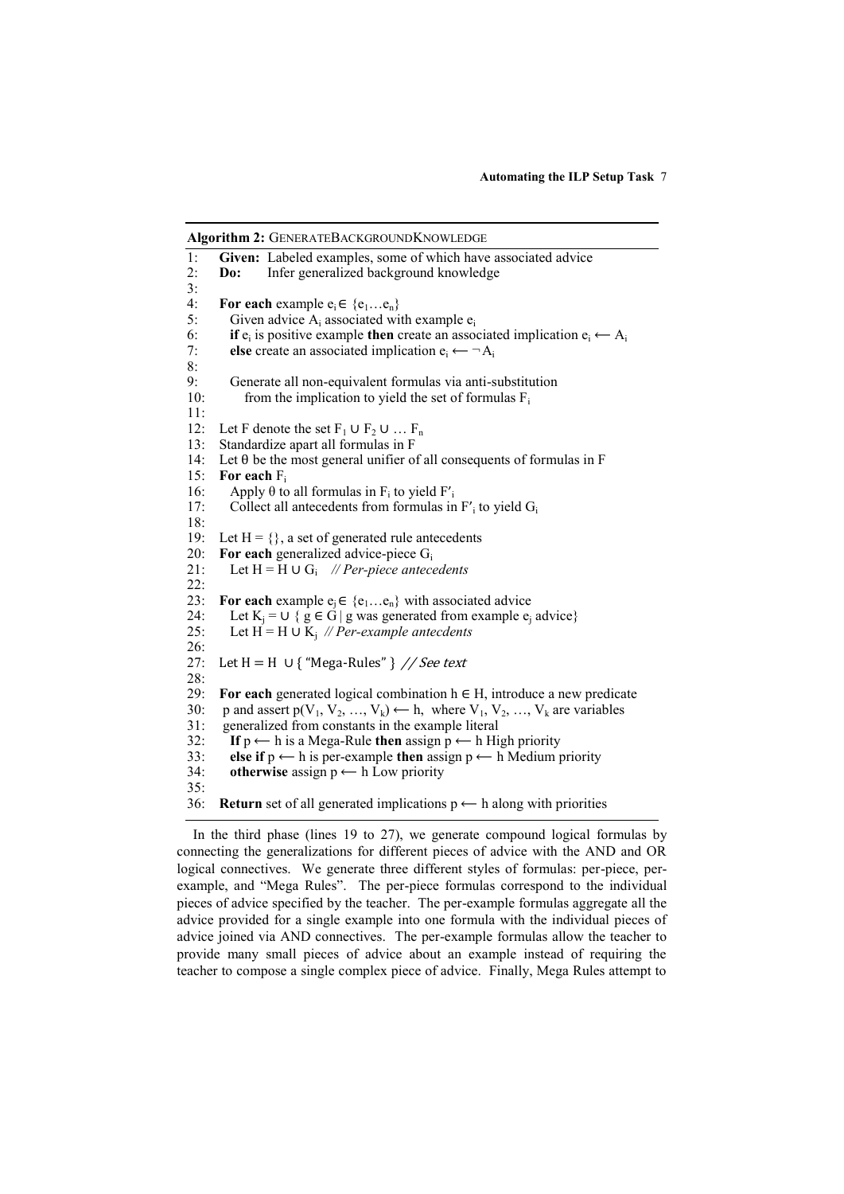**Algorithm 2:** GENERATEBACKGROUNDKNOWLEDGE

```
1:  Given: Labeled examples, some of which have associated advice
2:  Do:    Infer generalized background knowledge
3:
4:  For each example eᵢ ∈ {e₁…eₙ}
5:     Given advice Aᵢ associated with example eᵢ
6:     if eᵢ is positive example then create an associated implication eᵢ ⟵ Aᵢ
7:     else create an associated implication eᵢ ⟵ ¬Aᵢ
8:
9:     Generate all non-equivalent formulas via anti-substitution
10:       from the implication to yield the set of formulas Fᵢ
11:
12: Let F denote the set F₁ ∪ F₂ ∪ … Fₙ
13: Standardize apart all formulas in F
14: Let θ be the most general unifier of all consequents of formulas in F
15: For each Fᵢ
16:    Apply θ to all formulas in Fᵢ to yield F′ᵢ
17:    Collect all antecedents from formulas in F′ᵢ to yield Gᵢ
18:
19: Let H = {}, a set of generated rule antecedents
20: For each generalized advice-piece Gᵢ
21:    Let H = H ∪ Gᵢ   // Per-piece antecedents
22:
23: For each example eⱼ ∈ {e₁…eₙ} with associated advice
24:    Let Kⱼ = ∪ { g ∈ G | g was generated from example eⱼ advice}
25:    Let H = H ∪ Kⱼ  // Per-example antecedents
26:
27: Let H = H ∪ { "Mega-Rules" } // See text
28:
29: For each generated logical combination h ∈ H, introduce a new predicate
30:  p and assert p(V₁, V₂, …, Vₖ) ⟵ h, where V₁, V₂, …, Vₖ are variables
31:  generalized from constants in the example literal
32:    If p ⟵ h is a Mega-Rule then assign p ⟵ h High priority
33:    else if p ⟵ h is per-example then assign p ⟵ h Medium priority
34:    otherwise assign p ⟵ h Low priority
35:
36: Return set of all generated implications p ⟵ h along with priorities
```

In the third phase (lines 19 to 27), we generate compound logical formulas by connecting the generalizations for different pieces of advice with the AND and OR logical connectives. We generate three different styles of formulas: per-piece, per-example, and "Mega Rules". The per-piece formulas correspond to the individual pieces of advice specified by the teacher. The per-example formulas aggregate all the advice provided for a single example into one formula with the individual pieces of advice joined via AND connectives. The per-example formulas allow the teacher to provide many small pieces of advice about an example instead of requiring the teacher to compose a single complex piece of advice. Finally, Mega Rules attempt to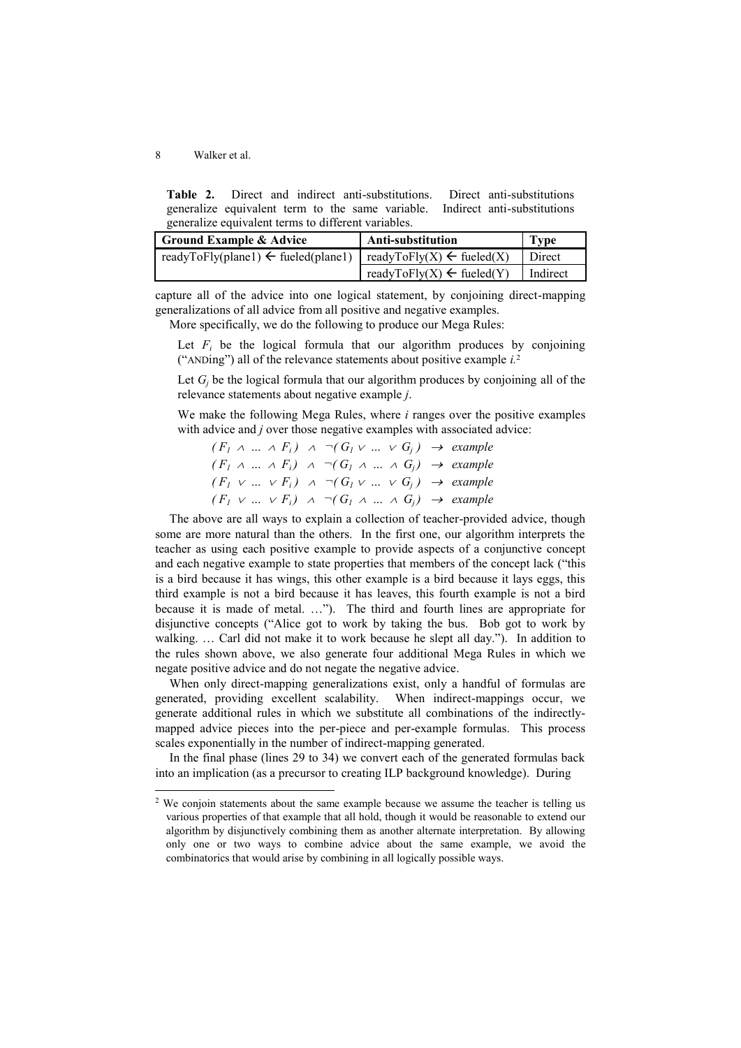**Table 2.** Direct and indirect anti-substitutions. Direct anti-substitutions generalize equivalent term to the same variable. Indirect anti-substitutions generalize equivalent terms to different variables.

| Ground Example & Advice | Anti-substitution | Type |
|---|---|---|
| readyToFly(plane1) ← fueled(plane1) | readyToFly(X) ← fueled(X) | Direct |
| | readyToFly(X) ← fueled(Y) | Indirect |

capture all of the advice into one logical statement, by conjoining direct-mapping generalizations of all advice from all positive and negative examples.

More specifically, we do the following to produce our Mega Rules:

> Let $F_i$ be the logical formula that our algorithm produces by conjoining ("ANDing") all of the relevance statements about positive example *i*.[2]
>
> Let $G_j$ be the logical formula that our algorithm produces by conjoining all of the relevance statements about negative example *j*.
>
> We make the following Mega Rules, where *i* ranges over the positive examples with advice and *j* over those negative examples with associated advice:
>
> $$(F_1 \wedge \ldots \wedge F_i) \wedge \neg(G_1 \vee \ldots \vee G_j) \rightarrow example$$
> $$(F_1 \wedge \ldots \wedge F_i) \wedge \neg(G_1 \wedge \ldots \wedge G_j) \rightarrow example$$
> $$(F_1 \vee \ldots \vee F_i) \wedge \neg(G_1 \vee \ldots \vee G_j) \rightarrow example$$
> $$(F_1 \vee \ldots \vee F_i) \wedge \neg(G_1 \wedge \ldots \wedge G_j) \rightarrow example$$

The above are all ways to explain a collection of teacher-provided advice, though some are more natural than the others. In the first one, our algorithm interprets the teacher as using each positive example to provide aspects of a conjunctive concept and each negative example to state properties that members of the concept lack ("this is a bird because it has wings, this other example is a bird because it lays eggs, this third example is not a bird because it has leaves, this fourth example is not a bird because it is made of metal. …"). The third and fourth lines are appropriate for disjunctive concepts ("Alice got to work by taking the bus. Bob got to work by walking. … Carl did not make it to work because he slept all day."). In addition to the rules shown above, we also generate four additional Mega Rules in which we negate positive advice and do not negate the negative advice.

When only direct-mapping generalizations exist, only a handful of formulas are generated, providing excellent scalability. When indirect-mappings occur, we generate additional rules in which we substitute all combinations of the indirectly-mapped advice pieces into the per-piece and per-example formulas. This process scales exponentially in the number of indirect-mapping generated.

In the final phase (lines 29 to 34) we convert each of the generated formulas back into an implication (as a precursor to creating ILP background knowledge). During

[2] We conjoin statements about the same example because we assume the teacher is telling us various properties of that example that all hold, though it would be reasonable to extend our algorithm by disjunctively combining them as another alternate interpretation. By allowing only one or two ways to combine advice about the same example, we avoid the combinatorics that would arise by combining in all logically possible ways.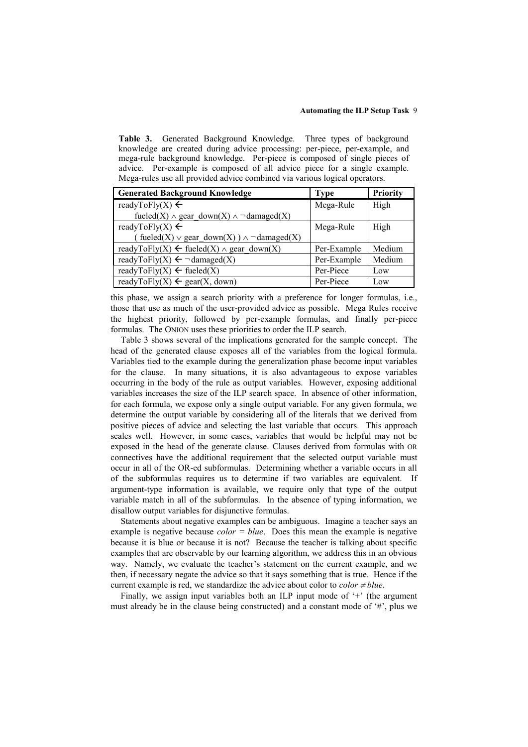**Table 3.** Generated Background Knowledge. Three types of background knowledge are created during advice processing: per-piece, per-example, and mega-rule background knowledge. Per-piece is composed of single pieces of advice. Per-example is composed of all advice piece for a single example. Mega-rules use all provided advice combined via various logical operators.

| Generated Background Knowledge | Type | Priority |
|---|---|---|
| readyToFly(X) $\leftarrow$ fueled(X) $\wedge$ gear_down(X) $\wedge$ $\neg$damaged(X) | Mega-Rule | High |
| readyToFly(X) $\leftarrow$ ( fueled(X) $\vee$ gear_down(X) ) $\wedge$ $\neg$damaged(X) | Mega-Rule | High |
| readyToFly(X) $\leftarrow$ fueled(X) $\wedge$ gear_down(X) | Per-Example | Medium |
| readyToFly(X) $\leftarrow$ $\neg$damaged(X) | Per-Example | Medium |
| readyToFly(X) $\leftarrow$ fueled(X) | Per-Piece | Low |
| readyToFly(X) $\leftarrow$ gear(X, down) | Per-Piece | Low |

this phase, we assign a search priority with a preference for longer formulas, i.e., those that use as much of the user-provided advice as possible. Mega Rules receive the highest priority, followed by per-example formulas, and finally per-piece formulas. The ONION uses these priorities to order the ILP search.

Table 3 shows several of the implications generated for the sample concept. The head of the generated clause exposes all of the variables from the logical formula. Variables tied to the example during the generalization phase become input variables for the clause. In many situations, it is also advantageous to expose variables occurring in the body of the rule as output variables. However, exposing additional variables increases the size of the ILP search space. In absence of other information, for each formula, we expose only a single output variable. For any given formula, we determine the output variable by considering all of the literals that we derived from positive pieces of advice and selecting the last variable that occurs. This approach scales well. However, in some cases, variables that would be helpful may not be exposed in the head of the generate clause. Clauses derived from formulas with OR connectives have the additional requirement that the selected output variable must occur in all of the OR-ed subformulas. Determining whether a variable occurs in all of the subformulas requires us to determine if two variables are equivalent. If argument-type information is available, we require only that type of the output variable match in all of the subformulas. In the absence of typing information, we disallow output variables for disjunctive formulas.

Statements about negative examples can be ambiguous. Imagine a teacher says an example is negative because *color = blue*. Does this mean the example is negative because it is blue or because it is not? Because the teacher is talking about specific examples that are observable by our learning algorithm, we address this in an obvious way. Namely, we evaluate the teacher's statement on the current example, and we then, if necessary negate the advice so that it says something that is true. Hence if the current example is red, we standardize the advice about color to $color \neq blue$.

Finally, we assign input variables both an ILP input mode of '+' (the argument must already be in the clause being constructed) and a constant mode of '#', plus we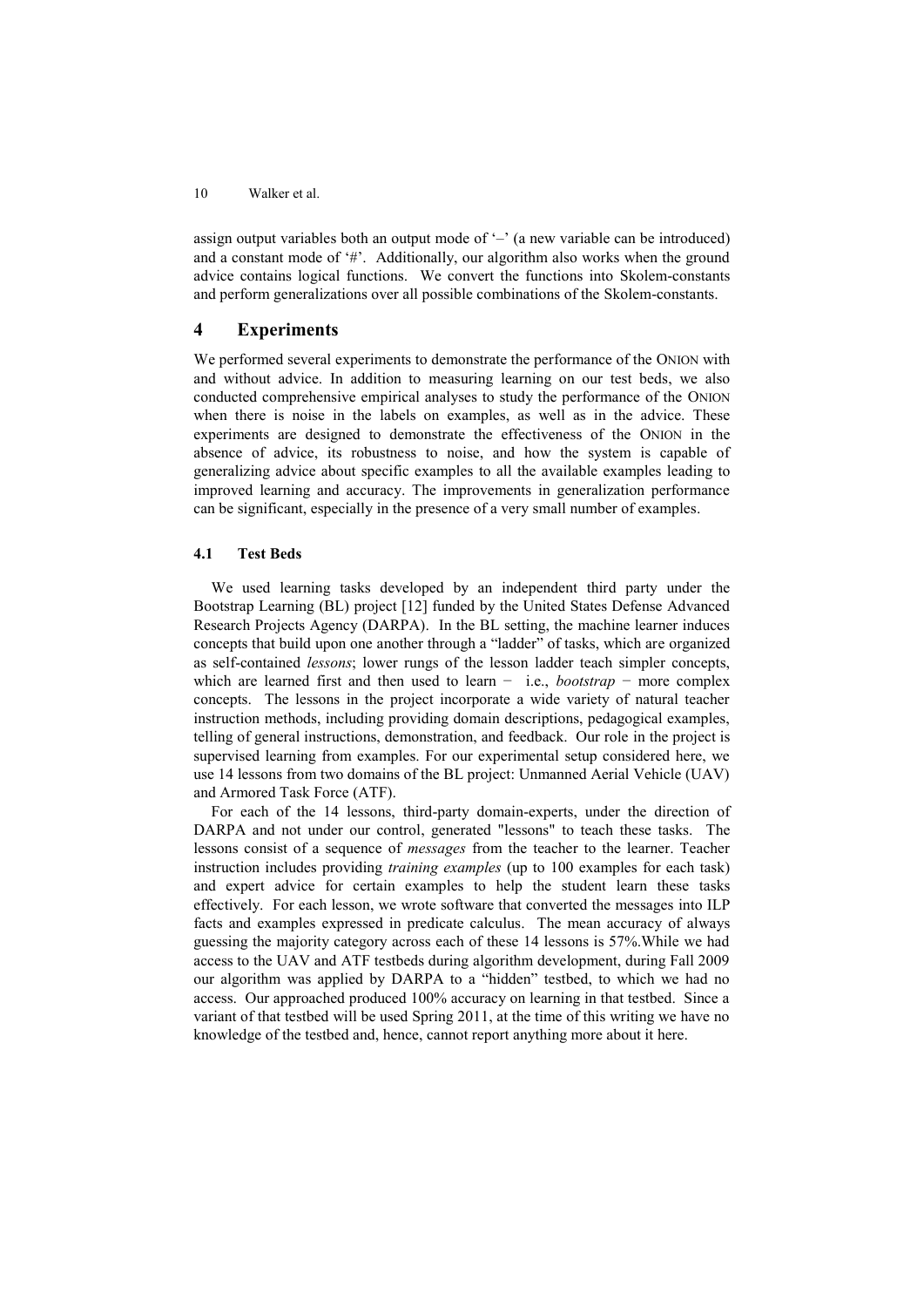assign output variables both an output mode of '–' (a new variable can be introduced) and a constant mode of '#'. Additionally, our algorithm also works when the ground advice contains logical functions. We convert the functions into Skolem-constants and perform generalizations over all possible combinations of the Skolem-constants.

## 4 Experiments

We performed several experiments to demonstrate the performance of the ONION with and without advice. In addition to measuring learning on our test beds, we also conducted comprehensive empirical analyses to study the performance of the ONION when there is noise in the labels on examples, as well as in the advice. These experiments are designed to demonstrate the effectiveness of the ONION in the absence of advice, its robustness to noise, and how the system is capable of generalizing advice about specific examples to all the available examples leading to improved learning and accuracy. The improvements in generalization performance can be significant, especially in the presence of a very small number of examples.

### 4.1 Test Beds

We used learning tasks developed by an independent third party under the Bootstrap Learning (BL) project [12] funded by the United States Defense Advanced Research Projects Agency (DARPA). In the BL setting, the machine learner induces concepts that build upon one another through a "ladder" of tasks, which are organized as self-contained *lessons*; lower rungs of the lesson ladder teach simpler concepts, which are learned first and then used to learn − i.e., *bootstrap* − more complex concepts. The lessons in the project incorporate a wide variety of natural teacher instruction methods, including providing domain descriptions, pedagogical examples, telling of general instructions, demonstration, and feedback. Our role in the project is supervised learning from examples. For our experimental setup considered here, we use 14 lessons from two domains of the BL project: Unmanned Aerial Vehicle (UAV) and Armored Task Force (ATF).

For each of the 14 lessons, third-party domain-experts, under the direction of DARPA and not under our control, generated "lessons" to teach these tasks. The lessons consist of a sequence of *messages* from the teacher to the learner. Teacher instruction includes providing *training examples* (up to 100 examples for each task) and expert advice for certain examples to help the student learn these tasks effectively. For each lesson, we wrote software that converted the messages into ILP facts and examples expressed in predicate calculus. The mean accuracy of always guessing the majority category across each of these 14 lessons is 57%.While we had access to the UAV and ATF testbeds during algorithm development, during Fall 2009 our algorithm was applied by DARPA to a "hidden" testbed, to which we had no access. Our approached produced 100% accuracy on learning in that testbed. Since a variant of that testbed will be used Spring 2011, at the time of this writing we have no knowledge of the testbed and, hence, cannot report anything more about it here.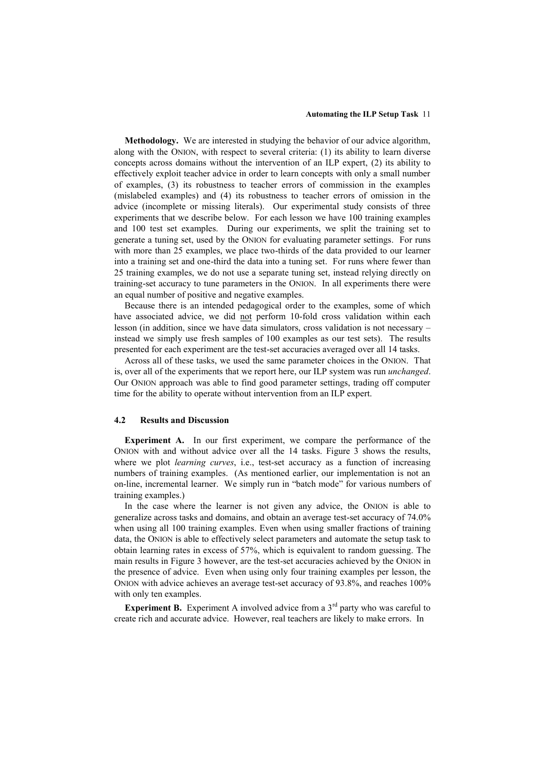**Methodology.** We are interested in studying the behavior of our advice algorithm, along with the ONION, with respect to several criteria: (1) its ability to learn diverse concepts across domains without the intervention of an ILP expert, (2) its ability to effectively exploit teacher advice in order to learn concepts with only a small number of examples, (3) its robustness to teacher errors of commission in the examples (mislabeled examples) and (4) its robustness to teacher errors of omission in the advice (incomplete or missing literals). Our experimental study consists of three experiments that we describe below. For each lesson we have 100 training examples and 100 test set examples. During our experiments, we split the training set to generate a tuning set, used by the ONION for evaluating parameter settings. For runs with more than 25 examples, we place two-thirds of the data provided to our learner into a training set and one-third the data into a tuning set. For runs where fewer than 25 training examples, we do not use a separate tuning set, instead relying directly on training-set accuracy to tune parameters in the ONION. In all experiments there were an equal number of positive and negative examples.

Because there is an intended pedagogical order to the examples, some of which have associated advice, we did not perform 10-fold cross validation within each lesson (in addition, since we have data simulators, cross validation is not necessary – instead we simply use fresh samples of 100 examples as our test sets). The results presented for each experiment are the test-set accuracies averaged over all 14 tasks.

Across all of these tasks, we used the same parameter choices in the ONION. That is, over all of the experiments that we report here, our ILP system was run *unchanged*. Our ONION approach was able to find good parameter settings, trading off computer time for the ability to operate without intervention from an ILP expert.

### 4.2 Results and Discussion

**Experiment A.** In our first experiment, we compare the performance of the ONION with and without advice over all the 14 tasks. Figure 3 shows the results, where we plot *learning curves*, i.e., test-set accuracy as a function of increasing numbers of training examples. (As mentioned earlier, our implementation is not an on-line, incremental learner. We simply run in "batch mode" for various numbers of training examples.)

In the case where the learner is not given any advice, the ONION is able to generalize across tasks and domains, and obtain an average test-set accuracy of 74.0% when using all 100 training examples. Even when using smaller fractions of training data, the ONION is able to effectively select parameters and automate the setup task to obtain learning rates in excess of 57%, which is equivalent to random guessing. The main results in Figure 3 however, are the test-set accuracies achieved by the ONION in the presence of advice. Even when using only four training examples per lesson, the ONION with advice achieves an average test-set accuracy of 93.8%, and reaches 100% with only ten examples.

**Experiment B.** Experiment A involved advice from a 3rd party who was careful to create rich and accurate advice. However, real teachers are likely to make errors. In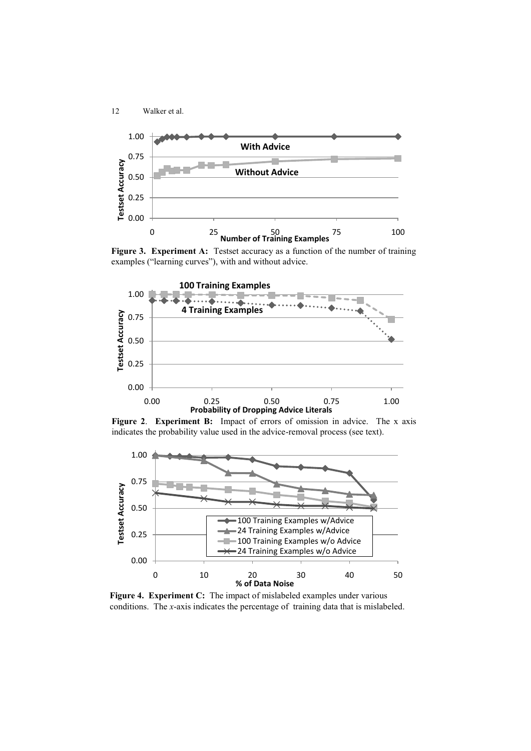1.00
0.75
0.50
0.25
0.00

Testset Accuracy

With Advice

Without Advice

0 25 50 75 100

Number of Training Examples

**Figure 3. Experiment A:** Testset accuracy as a function of the number of training examples ("learning curves"), with and without advice.

100 Training Examples

4 Training Examples

1.00
0.75
0.50
0.25
0.00

Testset Accuracy

0.00 0.25 0.50 0.75 1.00

Probability of Dropping Advice Literals

**Figure 2**. **Experiment B:** Impact of errors of omission in advice. The x axis indicates the probability value used in the advice-removal process (see text).

1.00
0.75
0.50
0.25
0.00

Testset Accuracy

100 Training Examples w/Advice
24 Training Examples w/Advice
100 Training Examples w/o Advice
24 Training Examples w/o Advice

0 10 20 30 40 50

% of Data Noise

**Figure 4. Experiment C:** The impact of mislabeled examples under various conditions. The *x*-axis indicates the percentage of training data that is mislabeled.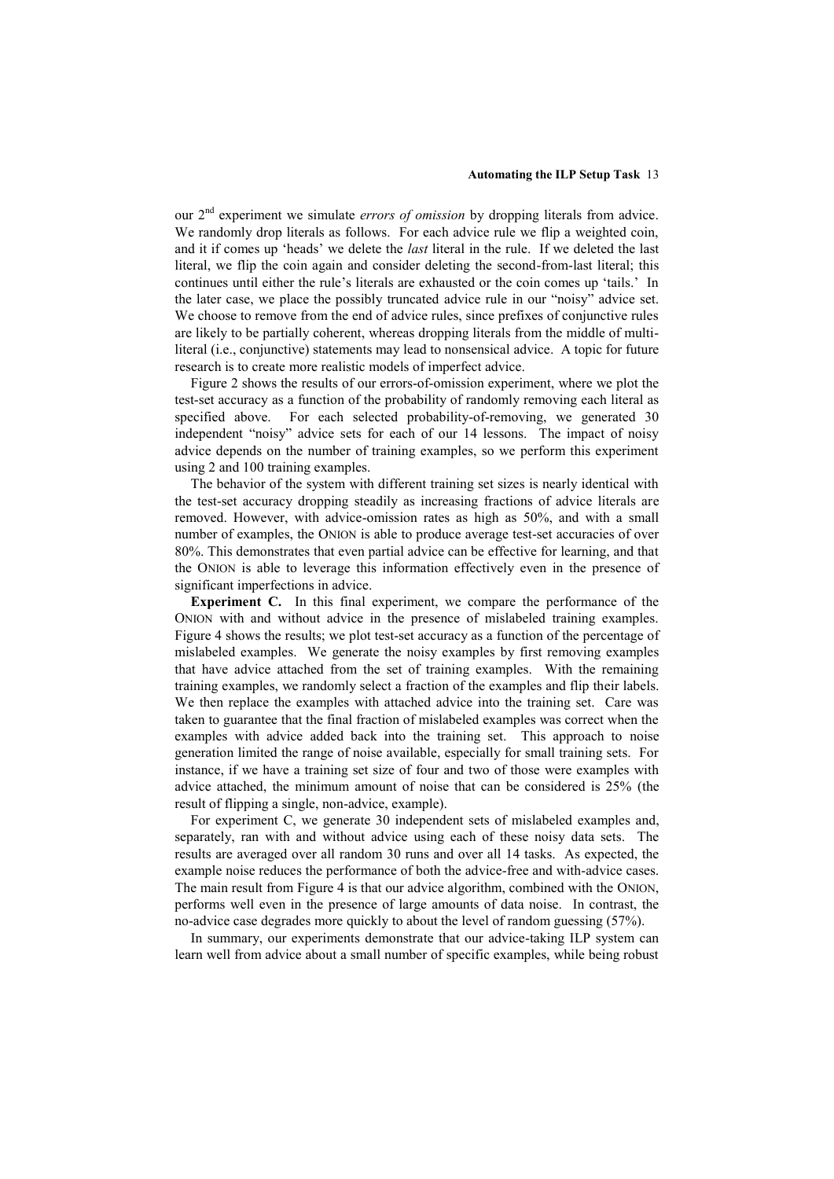our 2[nd] experiment we simulate *errors of omission* by dropping literals from advice. We randomly drop literals as follows. For each advice rule we flip a weighted coin, and it if comes up 'heads' we delete the *last* literal in the rule. If we deleted the last literal, we flip the coin again and consider deleting the second-from-last literal; this continues until either the rule's literals are exhausted or the coin comes up 'tails.' In the later case, we place the possibly truncated advice rule in our "noisy" advice set. We choose to remove from the end of advice rules, since prefixes of conjunctive rules are likely to be partially coherent, whereas dropping literals from the middle of multi-literal (i.e., conjunctive) statements may lead to nonsensical advice. A topic for future research is to create more realistic models of imperfect advice.

Figure 2 shows the results of our errors-of-omission experiment, where we plot the test-set accuracy as a function of the probability of randomly removing each literal as specified above. For each selected probability-of-removing, we generated 30 independent "noisy" advice sets for each of our 14 lessons. The impact of noisy advice depends on the number of training examples, so we perform this experiment using 2 and 100 training examples.

The behavior of the system with different training set sizes is nearly identical with the test-set accuracy dropping steadily as increasing fractions of advice literals are removed. However, with advice-omission rates as high as 50%, and with a small number of examples, the ONION is able to produce average test-set accuracies of over 80%. This demonstrates that even partial advice can be effective for learning, and that the ONION is able to leverage this information effectively even in the presence of significant imperfections in advice.

**Experiment C.** In this final experiment, we compare the performance of the ONION with and without advice in the presence of mislabeled training examples. Figure 4 shows the results; we plot test-set accuracy as a function of the percentage of mislabeled examples. We generate the noisy examples by first removing examples that have advice attached from the set of training examples. With the remaining training examples, we randomly select a fraction of the examples and flip their labels. We then replace the examples with attached advice into the training set. Care was taken to guarantee that the final fraction of mislabeled examples was correct when the examples with advice added back into the training set. This approach to noise generation limited the range of noise available, especially for small training sets. For instance, if we have a training set size of four and two of those were examples with advice attached, the minimum amount of noise that can be considered is 25% (the result of flipping a single, non-advice, example).

For experiment C, we generate 30 independent sets of mislabeled examples and, separately, ran with and without advice using each of these noisy data sets. The results are averaged over all random 30 runs and over all 14 tasks. As expected, the example noise reduces the performance of both the advice-free and with-advice cases. The main result from Figure 4 is that our advice algorithm, combined with the ONION, performs well even in the presence of large amounts of data noise. In contrast, the no-advice case degrades more quickly to about the level of random guessing (57%).

In summary, our experiments demonstrate that our advice-taking ILP system can learn well from advice about a small number of specific examples, while being robust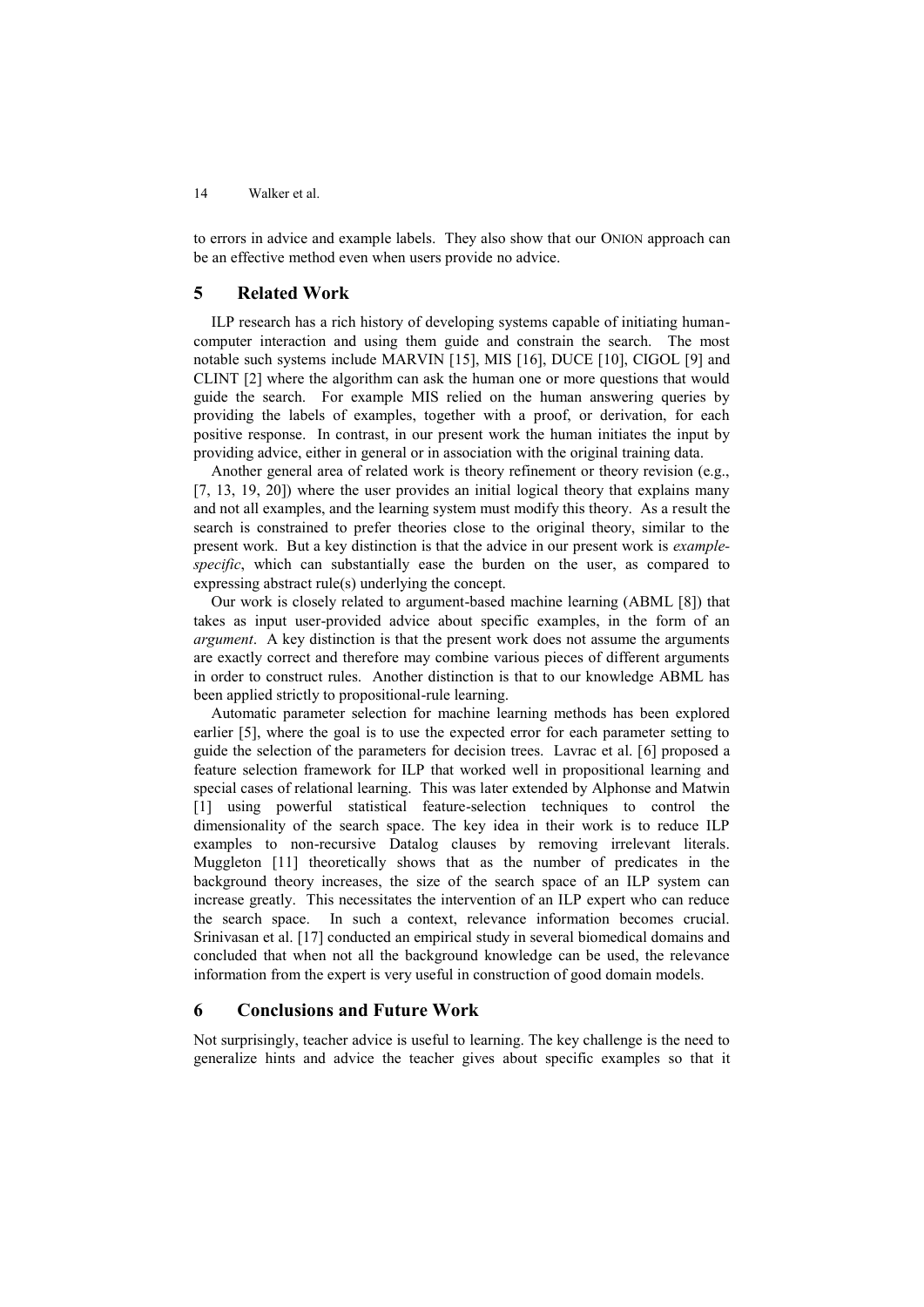to errors in advice and example labels. They also show that our ONION approach can be an effective method even when users provide no advice.

## 5 Related Work

ILP research has a rich history of developing systems capable of initiating human-computer interaction and using them guide and constrain the search. The most notable such systems include MARVIN [15], MIS [16], DUCE [10], CIGOL [9] and CLINT [2] where the algorithm can ask the human one or more questions that would guide the search. For example MIS relied on the human answering queries by providing the labels of examples, together with a proof, or derivation, for each positive response. In contrast, in our present work the human initiates the input by providing advice, either in general or in association with the original training data.

Another general area of related work is theory refinement or theory revision (e.g., [7, 13, 19, 20]) where the user provides an initial logical theory that explains many and not all examples, and the learning system must modify this theory. As a result the search is constrained to prefer theories close to the original theory, similar to the present work. But a key distinction is that the advice in our present work is *example-specific*, which can substantially ease the burden on the user, as compared to expressing abstract rule(s) underlying the concept.

Our work is closely related to argument-based machine learning (ABML [8]) that takes as input user-provided advice about specific examples, in the form of an *argument*. A key distinction is that the present work does not assume the arguments are exactly correct and therefore may combine various pieces of different arguments in order to construct rules. Another distinction is that to our knowledge ABML has been applied strictly to propositional-rule learning.

Automatic parameter selection for machine learning methods has been explored earlier [5], where the goal is to use the expected error for each parameter setting to guide the selection of the parameters for decision trees. Lavrac et al. [6] proposed a feature selection framework for ILP that worked well in propositional learning and special cases of relational learning. This was later extended by Alphonse and Matwin [1] using powerful statistical feature-selection techniques to control the dimensionality of the search space. The key idea in their work is to reduce ILP examples to non-recursive Datalog clauses by removing irrelevant literals. Muggleton [11] theoretically shows that as the number of predicates in the background theory increases, the size of the search space of an ILP system can increase greatly. This necessitates the intervention of an ILP expert who can reduce the search space. In such a context, relevance information becomes crucial. Srinivasan et al. [17] conducted an empirical study in several biomedical domains and concluded that when not all the background knowledge can be used, the relevance information from the expert is very useful in construction of good domain models.

## 6 Conclusions and Future Work

Not surprisingly, teacher advice is useful to learning. The key challenge is the need to generalize hints and advice the teacher gives about specific examples so that it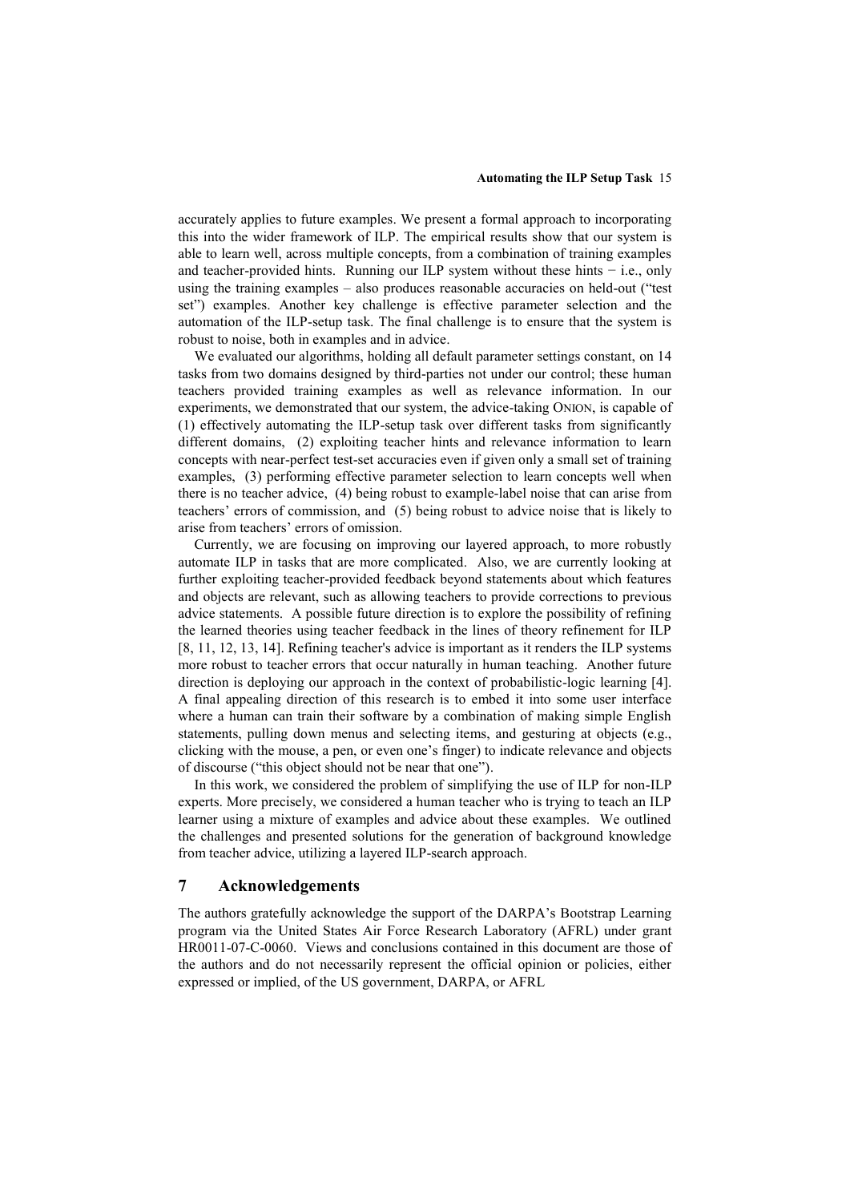accurately applies to future examples. We present a formal approach to incorporating this into the wider framework of ILP. The empirical results show that our system is able to learn well, across multiple concepts, from a combination of training examples and teacher-provided hints. Running our ILP system without these hints − i.e., only using the training examples – also produces reasonable accuracies on held-out ("test set") examples. Another key challenge is effective parameter selection and the automation of the ILP-setup task. The final challenge is to ensure that the system is robust to noise, both in examples and in advice.

We evaluated our algorithms, holding all default parameter settings constant, on 14 tasks from two domains designed by third-parties not under our control; these human teachers provided training examples as well as relevance information. In our experiments, we demonstrated that our system, the advice-taking ONION, is capable of (1) effectively automating the ILP-setup task over different tasks from significantly different domains, (2) exploiting teacher hints and relevance information to learn concepts with near-perfect test-set accuracies even if given only a small set of training examples, (3) performing effective parameter selection to learn concepts well when there is no teacher advice, (4) being robust to example-label noise that can arise from teachers' errors of commission, and (5) being robust to advice noise that is likely to arise from teachers' errors of omission.

Currently, we are focusing on improving our layered approach, to more robustly automate ILP in tasks that are more complicated. Also, we are currently looking at further exploiting teacher-provided feedback beyond statements about which features and objects are relevant, such as allowing teachers to provide corrections to previous advice statements. A possible future direction is to explore the possibility of refining the learned theories using teacher feedback in the lines of theory refinement for ILP [8, 11, 12, 13, 14]. Refining teacher's advice is important as it renders the ILP systems more robust to teacher errors that occur naturally in human teaching. Another future direction is deploying our approach in the context of probabilistic-logic learning [4]. A final appealing direction of this research is to embed it into some user interface where a human can train their software by a combination of making simple English statements, pulling down menus and selecting items, and gesturing at objects (e.g., clicking with the mouse, a pen, or even one's finger) to indicate relevance and objects of discourse ("this object should not be near that one").

In this work, we considered the problem of simplifying the use of ILP for non-ILP experts. More precisely, we considered a human teacher who is trying to teach an ILP learner using a mixture of examples and advice about these examples. We outlined the challenges and presented solutions for the generation of background knowledge from teacher advice, utilizing a layered ILP-search approach.

## 7 Acknowledgements

The authors gratefully acknowledge the support of the DARPA's Bootstrap Learning program via the United States Air Force Research Laboratory (AFRL) under grant HR0011-07-C-0060. Views and conclusions contained in this document are those of the authors and do not necessarily represent the official opinion or policies, either expressed or implied, of the US government, DARPA, or AFRL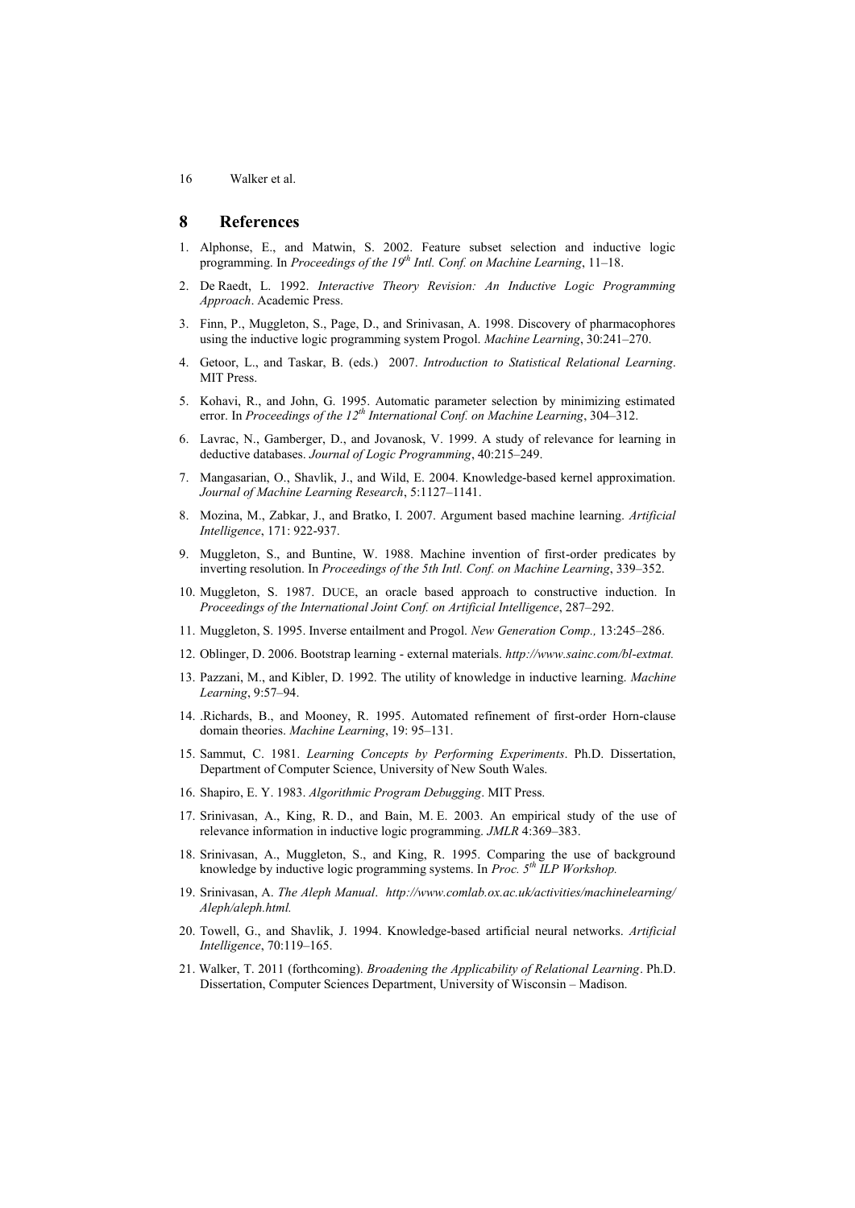# 8 References

1. Alphonse, E., and Matwin, S. 2002. Feature subset selection and inductive logic programming. In *Proceedings of the 19th Intl. Conf. on Machine Learning*, 11–18.
2. De Raedt, L. 1992. *Interactive Theory Revision: An Inductive Logic Programming Approach*. Academic Press.
3. Finn, P., Muggleton, S., Page, D., and Srinivasan, A. 1998. Discovery of pharmacophores using the inductive logic programming system Progol. *Machine Learning*, 30:241–270.
4. Getoor, L., and Taskar, B. (eds.) 2007. *Introduction to Statistical Relational Learning*. MIT Press.
5. Kohavi, R., and John, G. 1995. Automatic parameter selection by minimizing estimated error. In *Proceedings of the 12th International Conf. on Machine Learning*, 304–312.
6. Lavrac, N., Gamberger, D., and Jovanosk, V. 1999. A study of relevance for learning in deductive databases. *Journal of Logic Programming*, 40:215–249.
7. Mangasarian, O., Shavlik, J., and Wild, E. 2004. Knowledge-based kernel approximation. *Journal of Machine Learning Research*, 5:1127–1141.
8. Mozina, M., Zabkar, J., and Bratko, I. 2007. Argument based machine learning. *Artificial Intelligence*, 171: 922-937.
9. Muggleton, S., and Buntine, W. 1988. Machine invention of first-order predicates by inverting resolution. In *Proceedings of the 5th Intl. Conf. on Machine Learning*, 339–352.
10. Muggleton, S. 1987. DUCE, an oracle based approach to constructive induction. In *Proceedings of the International Joint Conf. on Artificial Intelligence*, 287–292.
11. Muggleton, S. 1995. Inverse entailment and Progol. *New Generation Comp.,* 13:245–286.
12. Oblinger, D. 2006. Bootstrap learning - external materials. *http://www.sainc.com/bl-extmat.*
13. Pazzani, M., and Kibler, D. 1992. The utility of knowledge in inductive learning. *Machine Learning*, 9:57–94.
14. .Richards, B., and Mooney, R. 1995. Automated refinement of first-order Horn-clause domain theories. *Machine Learning*, 19: 95–131.
15. Sammut, C. 1981. *Learning Concepts by Performing Experiments*. Ph.D. Dissertation, Department of Computer Science, University of New South Wales.
16. Shapiro, E. Y. 1983. *Algorithmic Program Debugging*. MIT Press.
17. Srinivasan, A., King, R. D., and Bain, M. E. 2003. An empirical study of the use of relevance information in inductive logic programming. *JMLR* 4:369–383.
18. Srinivasan, A., Muggleton, S., and King, R. 1995. Comparing the use of background knowledge by inductive logic programming systems. In *Proc. 5th ILP Workshop.*
19. Srinivasan, A. *The Aleph Manual*. *http://www.comlab.ox.ac.uk/activities/machinelearning/Aleph/aleph.html.*
20. Towell, G., and Shavlik, J. 1994. Knowledge-based artificial neural networks. *Artificial Intelligence*, 70:119–165.
21. Walker, T. 2011 (forthcoming). *Broadening the Applicability of Relational Learning*. Ph.D. Dissertation, Computer Sciences Department, University of Wisconsin – Madison.